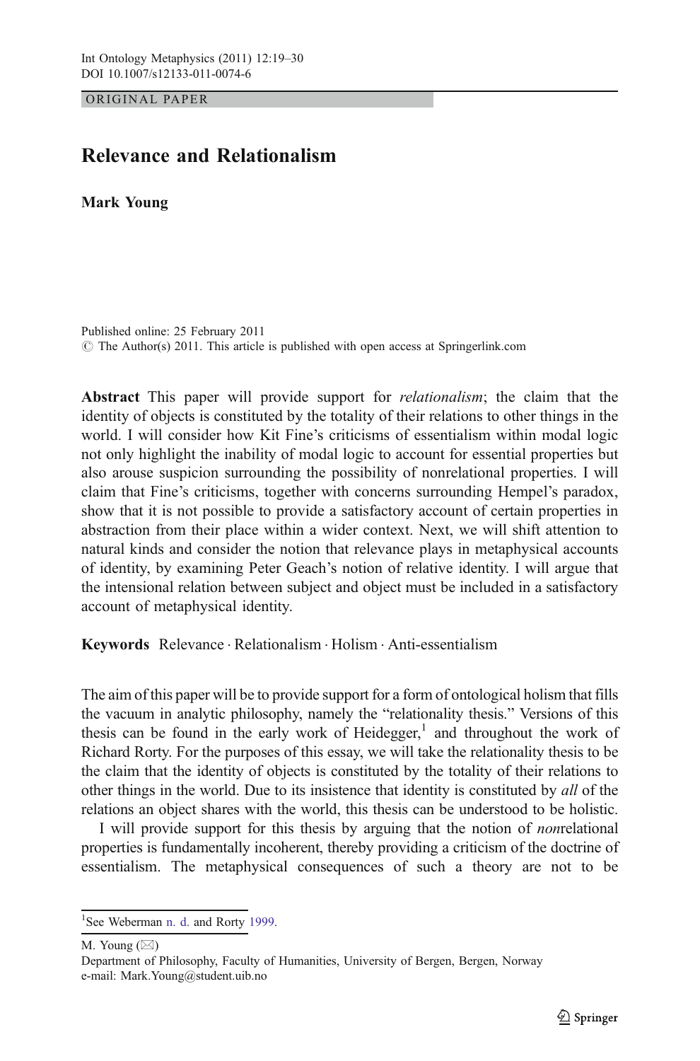ORIGINAL PAPER

# Relevance and Relationalism

**Mark Young**

Published online: 25 February 2011
© The Author(s) 2011. This article is published with open access at Springerlink.com

**Abstract** This paper will provide support for *relationalism*; the claim that the identity of objects is constituted by the totality of their relations to other things in the world. I will consider how Kit Fine's criticisms of essentialism within modal logic not only highlight the inability of modal logic to account for essential properties but also arouse suspicion surrounding the possibility of nonrelational properties. I will claim that Fine's criticisms, together with concerns surrounding Hempel's paradox, show that it is not possible to provide a satisfactory account of certain properties in abstraction from their place within a wider context. Next, we will shift attention to natural kinds and consider the notion that relevance plays in metaphysical accounts of identity, by examining Peter Geach's notion of relative identity. I will argue that the intensional relation between subject and object must be included in a satisfactory account of metaphysical identity.

**Keywords** Relevance · Relationalism · Holism · Anti-essentialism

The aim of this paper will be to provide support for a form of ontological holism that fills the vacuum in analytic philosophy, namely the "relationality thesis." Versions of this thesis can be found in the early work of Heidegger,[1] and throughout the work of Richard Rorty. For the purposes of this essay, we will take the relationality thesis to be the claim that the identity of objects is constituted by the totality of their relations to other things in the world. Due to its insistence that identity is constituted by *all* of the relations an object shares with the world, this thesis can be understood to be holistic.

I will provide support for this thesis by arguing that the notion of *non*relational properties is fundamentally incoherent, thereby providing a criticism of the doctrine of essentialism. The metaphysical consequences of such a theory are not to be

[1] See Weberman n. d. and Rorty 1999.

M. Young (✉)
Department of Philosophy, Faculty of Humanities, University of Bergen, Bergen, Norway
e-mail: Mark.Young@student.uib.no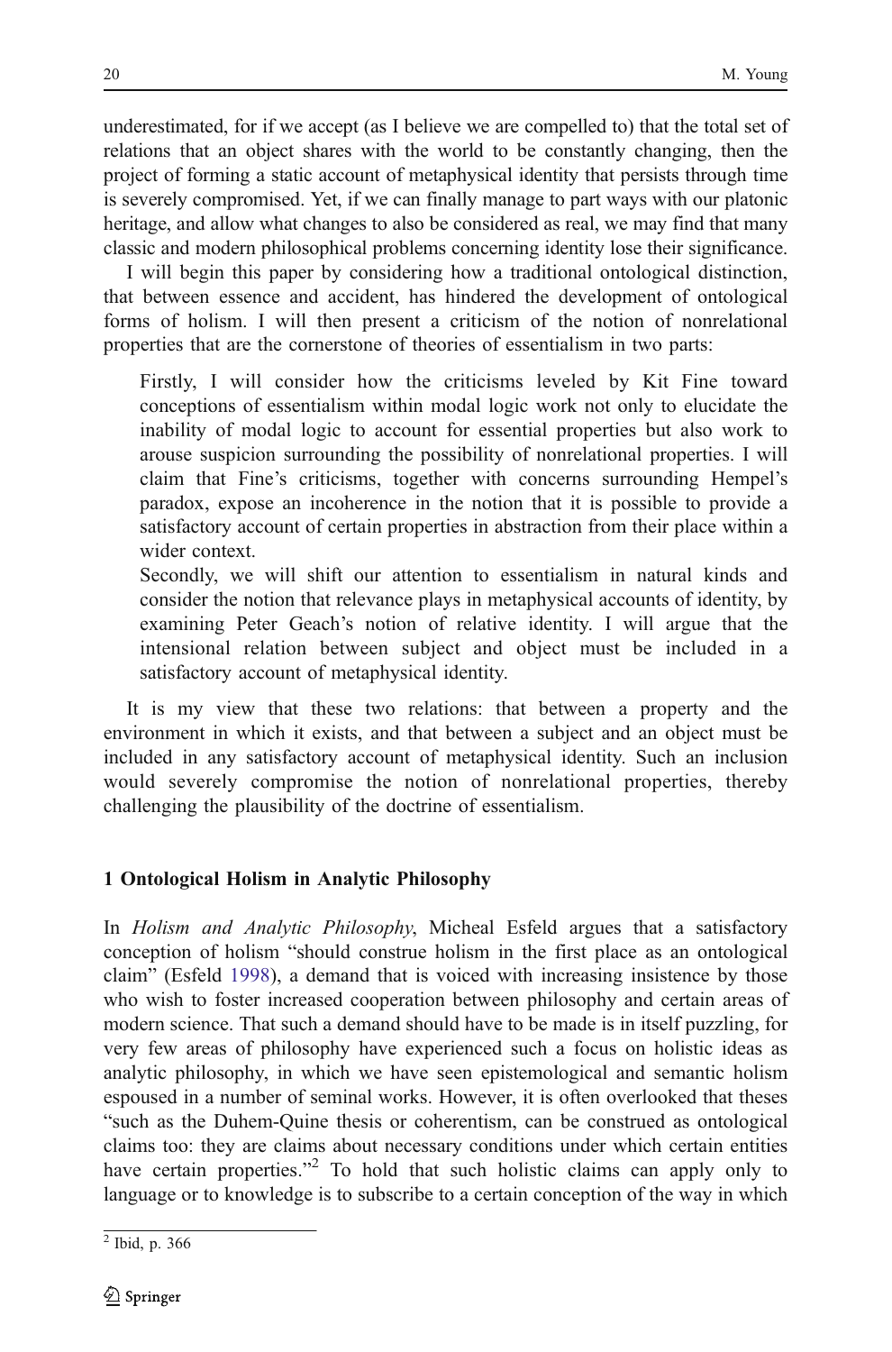underestimated, for if we accept (as I believe we are compelled to) that the total set of relations that an object shares with the world to be constantly changing, then the project of forming a static account of metaphysical identity that persists through time is severely compromised. Yet, if we can finally manage to part ways with our platonic heritage, and allow what changes to also be considered as real, we may find that many classic and modern philosophical problems concerning identity lose their significance.

I will begin this paper by considering how a traditional ontological distinction, that between essence and accident, has hindered the development of ontological forms of holism. I will then present a criticism of the notion of nonrelational properties that are the cornerstone of theories of essentialism in two parts:

> Firstly, I will consider how the criticisms leveled by Kit Fine toward conceptions of essentialism within modal logic work not only to elucidate the inability of modal logic to account for essential properties but also work to arouse suspicion surrounding the possibility of nonrelational properties. I will claim that Fine's criticisms, together with concerns surrounding Hempel's paradox, expose an incoherence in the notion that it is possible to provide a satisfactory account of certain properties in abstraction from their place within a wider context.
>
> Secondly, we will shift our attention to essentialism in natural kinds and consider the notion that relevance plays in metaphysical accounts of identity, by examining Peter Geach's notion of relative identity. I will argue that the intensional relation between subject and object must be included in a satisfactory account of metaphysical identity.

It is my view that these two relations: that between a property and the environment in which it exists, and that between a subject and an object must be included in any satisfactory account of metaphysical identity. Such an inclusion would severely compromise the notion of nonrelational properties, thereby challenging the plausibility of the doctrine of essentialism.

## 1 Ontological Holism in Analytic Philosophy

In *Holism and Analytic Philosophy*, Micheal Esfeld argues that a satisfactory conception of holism "should construe holism in the first place as an ontological claim" (Esfeld 1998), a demand that is voiced with increasing insistence by those who wish to foster increased cooperation between philosophy and certain areas of modern science. That such a demand should have to be made is in itself puzzling, for very few areas of philosophy have experienced such a focus on holistic ideas as analytic philosophy, in which we have seen epistemological and semantic holism espoused in a number of seminal works. However, it is often overlooked that theses "such as the Duhem-Quine thesis or coherentism, can be construed as ontological claims too: they are claims about necessary conditions under which certain entities have certain properties."[2] To hold that such holistic claims can apply only to language or to knowledge is to subscribe to a certain conception of the way in which

[2] Ibid, p. 366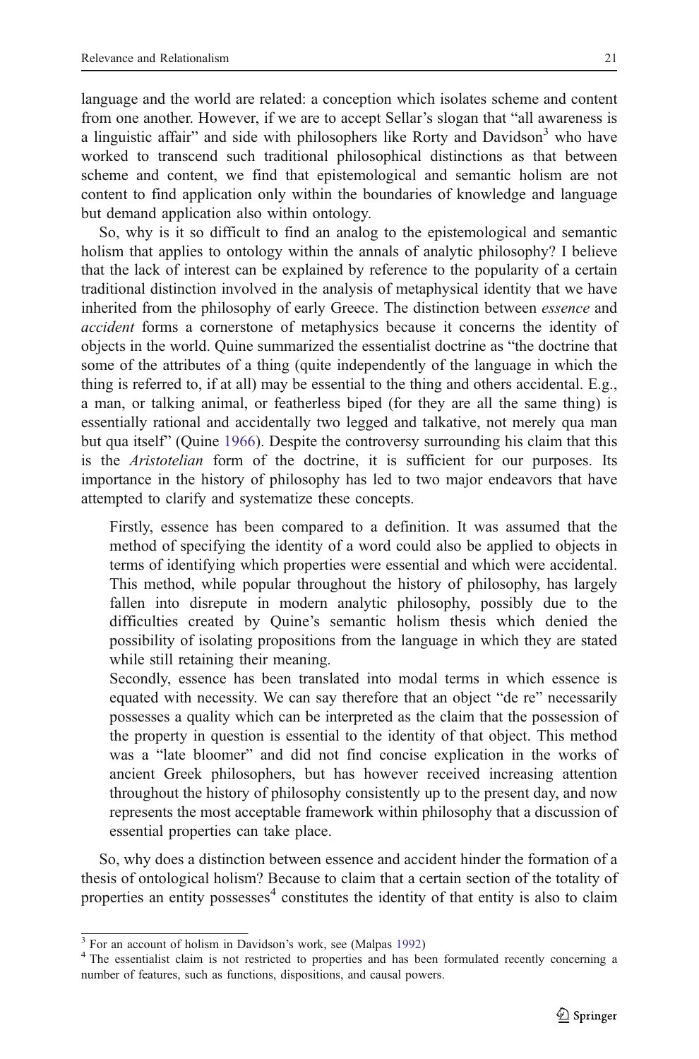language and the world are related: a conception which isolates scheme and content from one another. However, if we are to accept Sellar's slogan that "all awareness is a linguistic affair" and side with philosophers like Rorty and Davidson[3] who have worked to transcend such traditional philosophical distinctions as that between scheme and content, we find that epistemological and semantic holism are not content to find application only within the boundaries of knowledge and language but demand application also within ontology.

So, why is it so difficult to find an analog to the epistemological and semantic holism that applies to ontology within the annals of analytic philosophy? I believe that the lack of interest can be explained by reference to the popularity of a certain traditional distinction involved in the analysis of metaphysical identity that we have inherited from the philosophy of early Greece. The distinction between *essence* and *accident* forms a cornerstone of metaphysics because it concerns the identity of objects in the world. Quine summarized the essentialist doctrine as "the doctrine that some of the attributes of a thing (quite independently of the language in which the thing is referred to, if at all) may be essential to the thing and others accidental. E.g., a man, or talking animal, or featherless biped (for they are all the same thing) is essentially rational and accidentally two legged and talkative, not merely qua man but qua itself" (Quine 1966). Despite the controversy surrounding his claim that this is the *Aristotelian* form of the doctrine, it is sufficient for our purposes. Its importance in the history of philosophy has led to two major endeavors that have attempted to clarify and systematize these concepts.

> Firstly, essence has been compared to a definition. It was assumed that the method of specifying the identity of a word could also be applied to objects in terms of identifying which properties were essential and which were accidental. This method, while popular throughout the history of philosophy, has largely fallen into disrepute in modern analytic philosophy, possibly due to the difficulties created by Quine's semantic holism thesis which denied the possibility of isolating propositions from the language in which they are stated while still retaining their meaning.
>
> Secondly, essence has been translated into modal terms in which essence is equated with necessity. We can say therefore that an object "de re" necessarily possesses a quality which can be interpreted as the claim that the possession of the property in question is essential to the identity of that object. This method was a "late bloomer" and did not find concise explication in the works of ancient Greek philosophers, but has however received increasing attention throughout the history of philosophy consistently up to the present day, and now represents the most acceptable framework within philosophy that a discussion of essential properties can take place.

So, why does a distinction between essence and accident hinder the formation of a thesis of ontological holism? Because to claim that a certain section of the totality of properties an entity possesses[4] constitutes the identity of that entity is also to claim

---

[3] For an account of holism in Davidson's work, see (Malpas 1992)

[4] The essentialist claim is not restricted to properties and has been formulated recently concerning a number of features, such as functions, dispositions, and causal powers.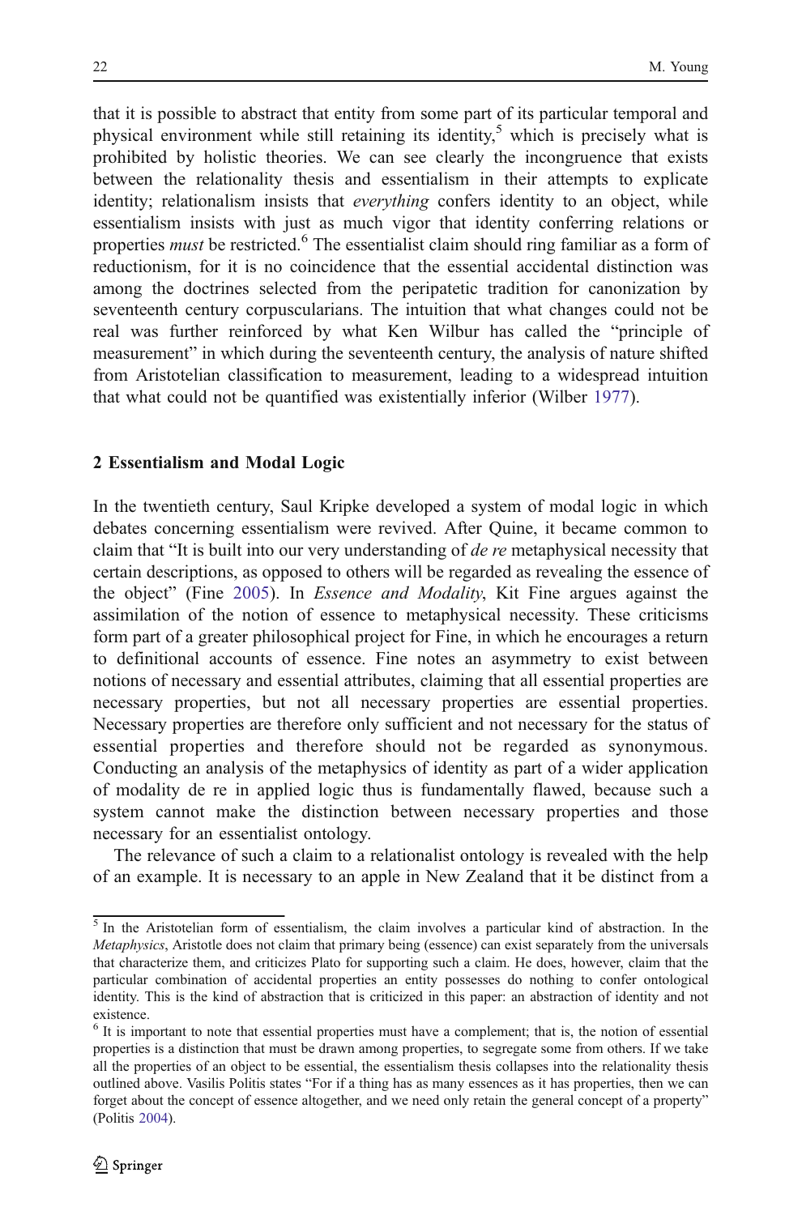that it is possible to abstract that entity from some part of its particular temporal and physical environment while still retaining its identity,[5] which is precisely what is prohibited by holistic theories. We can see clearly the incongruence that exists between the relationality thesis and essentialism in their attempts to explicate identity; relationalism insists that *everything* confers identity to an object, while essentialism insists with just as much vigor that identity conferring relations or properties *must* be restricted.[6] The essentialist claim should ring familiar as a form of reductionism, for it is no coincidence that the essential accidental distinction was among the doctrines selected from the peripatetic tradition for canonization by seventeenth century corpuscularians. The intuition that what changes could not be real was further reinforced by what Ken Wilbur has called the "principle of measurement" in which during the seventeenth century, the analysis of nature shifted from Aristotelian classification to measurement, leading to a widespread intuition that what could not be quantified was existentially inferior (Wilber 1977).

## 2 Essentialism and Modal Logic

In the twentieth century, Saul Kripke developed a system of modal logic in which debates concerning essentialism were revived. After Quine, it became common to claim that "It is built into our very understanding of *de re* metaphysical necessity that certain descriptions, as opposed to others will be regarded as revealing the essence of the object" (Fine 2005). In *Essence and Modality*, Kit Fine argues against the assimilation of the notion of essence to metaphysical necessity. These criticisms form part of a greater philosophical project for Fine, in which he encourages a return to definitional accounts of essence. Fine notes an asymmetry to exist between notions of necessary and essential attributes, claiming that all essential properties are necessary properties, but not all necessary properties are essential properties. Necessary properties are therefore only sufficient and not necessary for the status of essential properties and therefore should not be regarded as synonymous. Conducting an analysis of the metaphysics of identity as part of a wider application of modality de re in applied logic thus is fundamentally flawed, because such a system cannot make the distinction between necessary properties and those necessary for an essentialist ontology.

The relevance of such a claim to a relationalist ontology is revealed with the help of an example. It is necessary to an apple in New Zealand that it be distinct from a

---

[5] In the Aristotelian form of essentialism, the claim involves a particular kind of abstraction. In the *Metaphysics*, Aristotle does not claim that primary being (essence) can exist separately from the universals that characterize them, and criticizes Plato for supporting such a claim. He does, however, claim that the particular combination of accidental properties an entity possesses do nothing to confer ontological identity. This is the kind of abstraction that is criticized in this paper: an abstraction of identity and not existence.

[6] It is important to note that essential properties must have a complement; that is, the notion of essential properties is a distinction that must be drawn among properties, to segregate some from others. If we take all the properties of an object to be essential, the essentialism thesis collapses into the relationality thesis outlined above. Vasilis Politis states "For if a thing has as many essences as it has properties, then we can forget about the concept of essence altogether, and we need only retain the general concept of a property" (Politis 2004).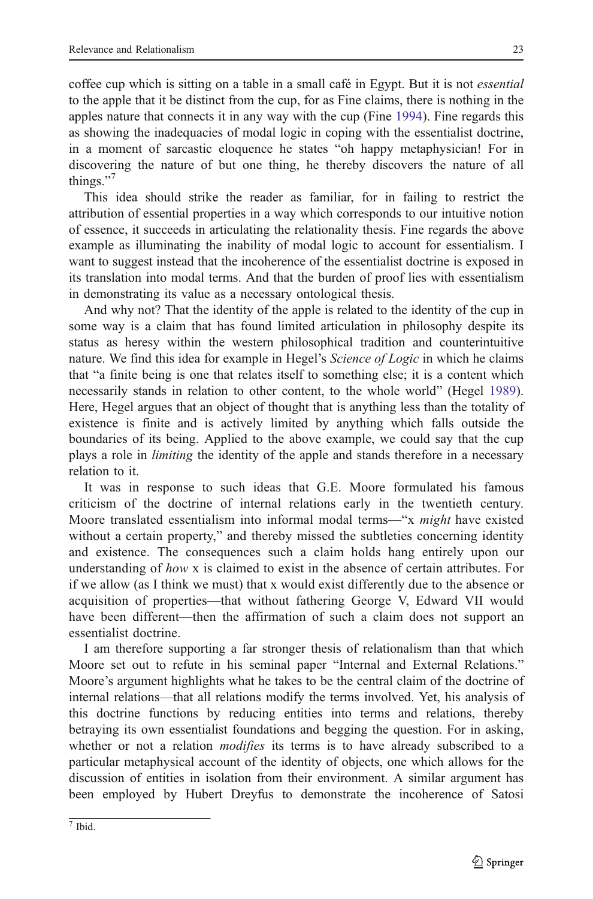coffee cup which is sitting on a table in a small café in Egypt. But it is not *essential* to the apple that it be distinct from the cup, for as Fine claims, there is nothing in the apples nature that connects it in any way with the cup (Fine 1994). Fine regards this as showing the inadequacies of modal logic in coping with the essentialist doctrine, in a moment of sarcastic eloquence he states "oh happy metaphysician! For in discovering the nature of but one thing, he thereby discovers the nature of all things."[7]

This idea should strike the reader as familiar, for in failing to restrict the attribution of essential properties in a way which corresponds to our intuitive notion of essence, it succeeds in articulating the relationality thesis. Fine regards the above example as illuminating the inability of modal logic to account for essentialism. I want to suggest instead that the incoherence of the essentialist doctrine is exposed in its translation into modal terms. And that the burden of proof lies with essentialism in demonstrating its value as a necessary ontological thesis.

And why not? That the identity of the apple is related to the identity of the cup in some way is a claim that has found limited articulation in philosophy despite its status as heresy within the western philosophical tradition and counterintuitive nature. We find this idea for example in Hegel's *Science of Logic* in which he claims that "a finite being is one that relates itself to something else; it is a content which necessarily stands in relation to other content, to the whole world" (Hegel 1989). Here, Hegel argues that an object of thought that is anything less than the totality of existence is finite and is actively limited by anything which falls outside the boundaries of its being. Applied to the above example, we could say that the cup plays a role in *limiting* the identity of the apple and stands therefore in a necessary relation to it.

It was in response to such ideas that G.E. Moore formulated his famous criticism of the doctrine of internal relations early in the twentieth century. Moore translated essentialism into informal modal terms—"x *might* have existed without a certain property," and thereby missed the subtleties concerning identity and existence. The consequences such a claim holds hang entirely upon our understanding of *how* x is claimed to exist in the absence of certain attributes. For if we allow (as I think we must) that x would exist differently due to the absence or acquisition of properties—that without fathering George V, Edward VII would have been different—then the affirmation of such a claim does not support an essentialist doctrine.

I am therefore supporting a far stronger thesis of relationalism than that which Moore set out to refute in his seminal paper "Internal and External Relations." Moore's argument highlights what he takes to be the central claim of the doctrine of internal relations—that all relations modify the terms involved. Yet, his analysis of this doctrine functions by reducing entities into terms and relations, thereby betraying its own essentialist foundations and begging the question. For in asking, whether or not a relation *modifies* its terms is to have already subscribed to a particular metaphysical account of the identity of objects, one which allows for the discussion of entities in isolation from their environment. A similar argument has been employed by Hubert Dreyfus to demonstrate the incoherence of Satosi

[7] Ibid.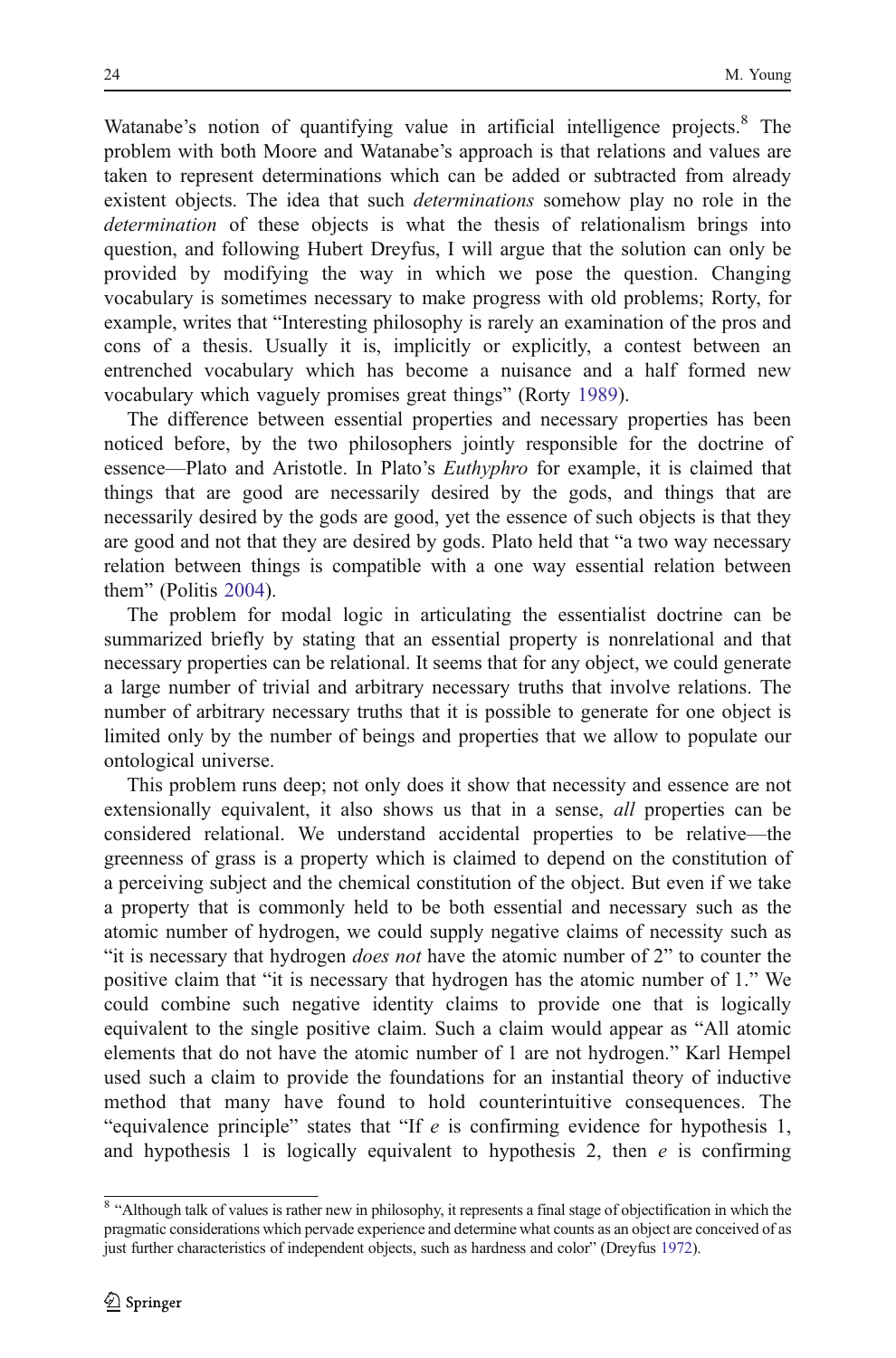Watanabe's notion of quantifying value in artificial intelligence projects.[8] The problem with both Moore and Watanabe's approach is that relations and values are taken to represent determinations which can be added or subtracted from already existent objects. The idea that such *determinations* somehow play no role in the *determination* of these objects is what the thesis of relationalism brings into question, and following Hubert Dreyfus, I will argue that the solution can only be provided by modifying the way in which we pose the question. Changing vocabulary is sometimes necessary to make progress with old problems; Rorty, for example, writes that "Interesting philosophy is rarely an examination of the pros and cons of a thesis. Usually it is, implicitly or explicitly, a contest between an entrenched vocabulary which has become a nuisance and a half formed new vocabulary which vaguely promises great things" (Rorty 1989).

The difference between essential properties and necessary properties has been noticed before, by the two philosophers jointly responsible for the doctrine of essence—Plato and Aristotle. In Plato's *Euthyphro* for example, it is claimed that things that are good are necessarily desired by the gods, and things that are necessarily desired by the gods are good, yet the essence of such objects is that they are good and not that they are desired by gods. Plato held that "a two way necessary relation between things is compatible with a one way essential relation between them" (Politis 2004).

The problem for modal logic in articulating the essentialist doctrine can be summarized briefly by stating that an essential property is nonrelational and that necessary properties can be relational. It seems that for any object, we could generate a large number of trivial and arbitrary necessary truths that involve relations. The number of arbitrary necessary truths that it is possible to generate for one object is limited only by the number of beings and properties that we allow to populate our ontological universe.

This problem runs deep; not only does it show that necessity and essence are not extensionally equivalent, it also shows us that in a sense, *all* properties can be considered relational. We understand accidental properties to be relative—the greenness of grass is a property which is claimed to depend on the constitution of a perceiving subject and the chemical constitution of the object. But even if we take a property that is commonly held to be both essential and necessary such as the atomic number of hydrogen, we could supply negative claims of necessity such as "it is necessary that hydrogen *does not* have the atomic number of 2" to counter the positive claim that "it is necessary that hydrogen has the atomic number of 1." We could combine such negative identity claims to provide one that is logically equivalent to the single positive claim. Such a claim would appear as "All atomic elements that do not have the atomic number of 1 are not hydrogen." Karl Hempel used such a claim to provide the foundations for an instantial theory of inductive method that many have found to hold counterintuitive consequences. The "equivalence principle" states that "If *e* is confirming evidence for hypothesis 1, and hypothesis 1 is logically equivalent to hypothesis 2, then *e* is confirming

[8] "Although talk of values is rather new in philosophy, it represents a final stage of objectification in which the pragmatic considerations which pervade experience and determine what counts as an object are conceived of as just further characteristics of independent objects, such as hardness and color" (Dreyfus 1972).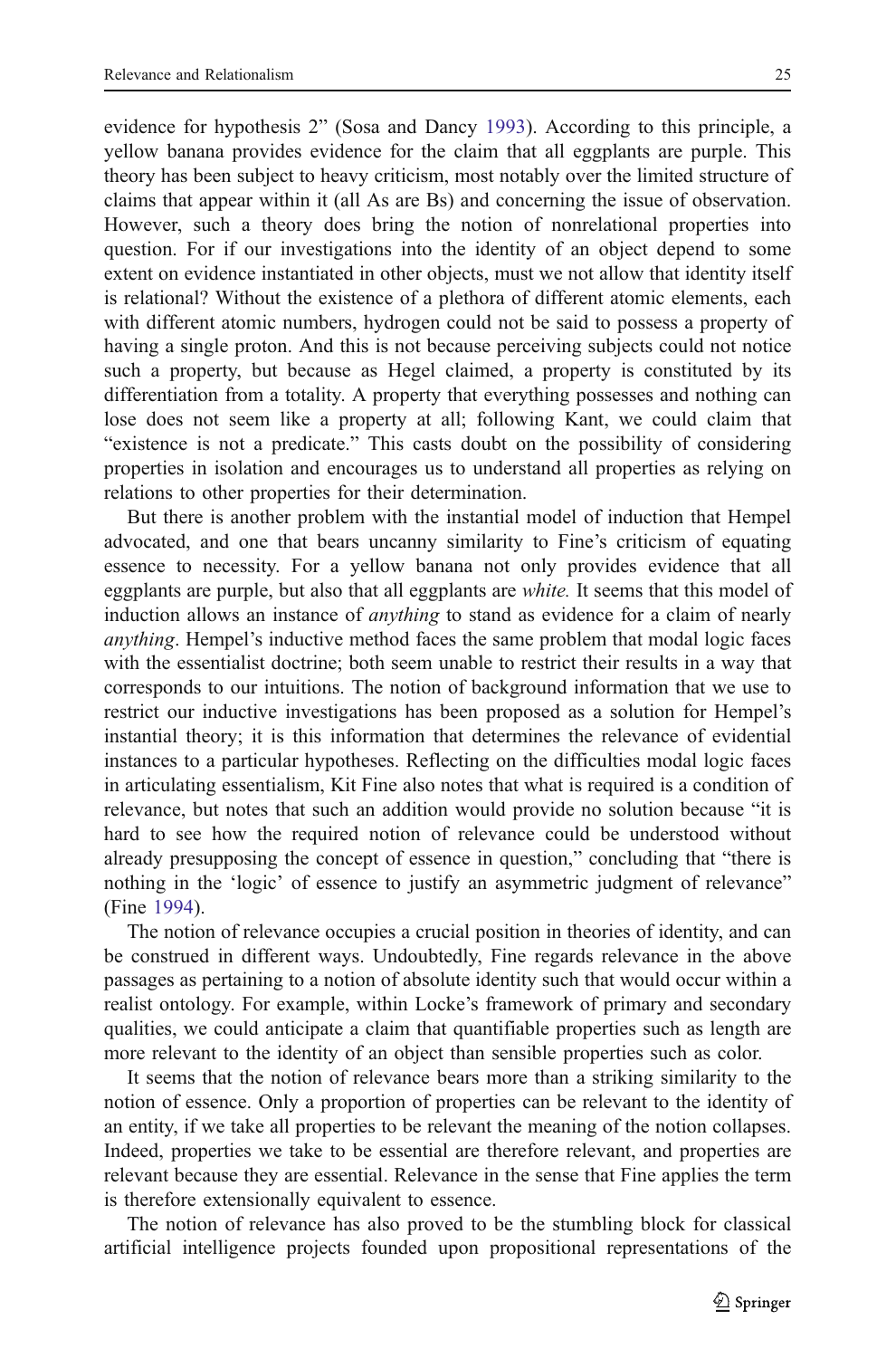evidence for hypothesis 2" (Sosa and Dancy 1993). According to this principle, a yellow banana provides evidence for the claim that all eggplants are purple. This theory has been subject to heavy criticism, most notably over the limited structure of claims that appear within it (all As are Bs) and concerning the issue of observation. However, such a theory does bring the notion of nonrelational properties into question. For if our investigations into the identity of an object depend to some extent on evidence instantiated in other objects, must we not allow that identity itself is relational? Without the existence of a plethora of different atomic elements, each with different atomic numbers, hydrogen could not be said to possess a property of having a single proton. And this is not because perceiving subjects could not notice such a property, but because as Hegel claimed, a property is constituted by its differentiation from a totality. A property that everything possesses and nothing can lose does not seem like a property at all; following Kant, we could claim that "existence is not a predicate." This casts doubt on the possibility of considering properties in isolation and encourages us to understand all properties as relying on relations to other properties for their determination.

But there is another problem with the instantial model of induction that Hempel advocated, and one that bears uncanny similarity to Fine's criticism of equating essence to necessity. For a yellow banana not only provides evidence that all eggplants are purple, but also that all eggplants are *white.* It seems that this model of induction allows an instance of *anything* to stand as evidence for a claim of nearly *anything*. Hempel's inductive method faces the same problem that modal logic faces with the essentialist doctrine; both seem unable to restrict their results in a way that corresponds to our intuitions. The notion of background information that we use to restrict our inductive investigations has been proposed as a solution for Hempel's instantial theory; it is this information that determines the relevance of evidential instances to a particular hypotheses. Reflecting on the difficulties modal logic faces in articulating essentialism, Kit Fine also notes that what is required is a condition of relevance, but notes that such an addition would provide no solution because "it is hard to see how the required notion of relevance could be understood without already presupposing the concept of essence in question," concluding that "there is nothing in the 'logic' of essence to justify an asymmetric judgment of relevance" (Fine 1994).

The notion of relevance occupies a crucial position in theories of identity, and can be construed in different ways. Undoubtedly, Fine regards relevance in the above passages as pertaining to a notion of absolute identity such that would occur within a realist ontology. For example, within Locke's framework of primary and secondary qualities, we could anticipate a claim that quantifiable properties such as length are more relevant to the identity of an object than sensible properties such as color.

It seems that the notion of relevance bears more than a striking similarity to the notion of essence. Only a proportion of properties can be relevant to the identity of an entity, if we take all properties to be relevant the meaning of the notion collapses. Indeed, properties we take to be essential are therefore relevant, and properties are relevant because they are essential. Relevance in the sense that Fine applies the term is therefore extensionally equivalent to essence.

The notion of relevance has also proved to be the stumbling block for classical artificial intelligence projects founded upon propositional representations of the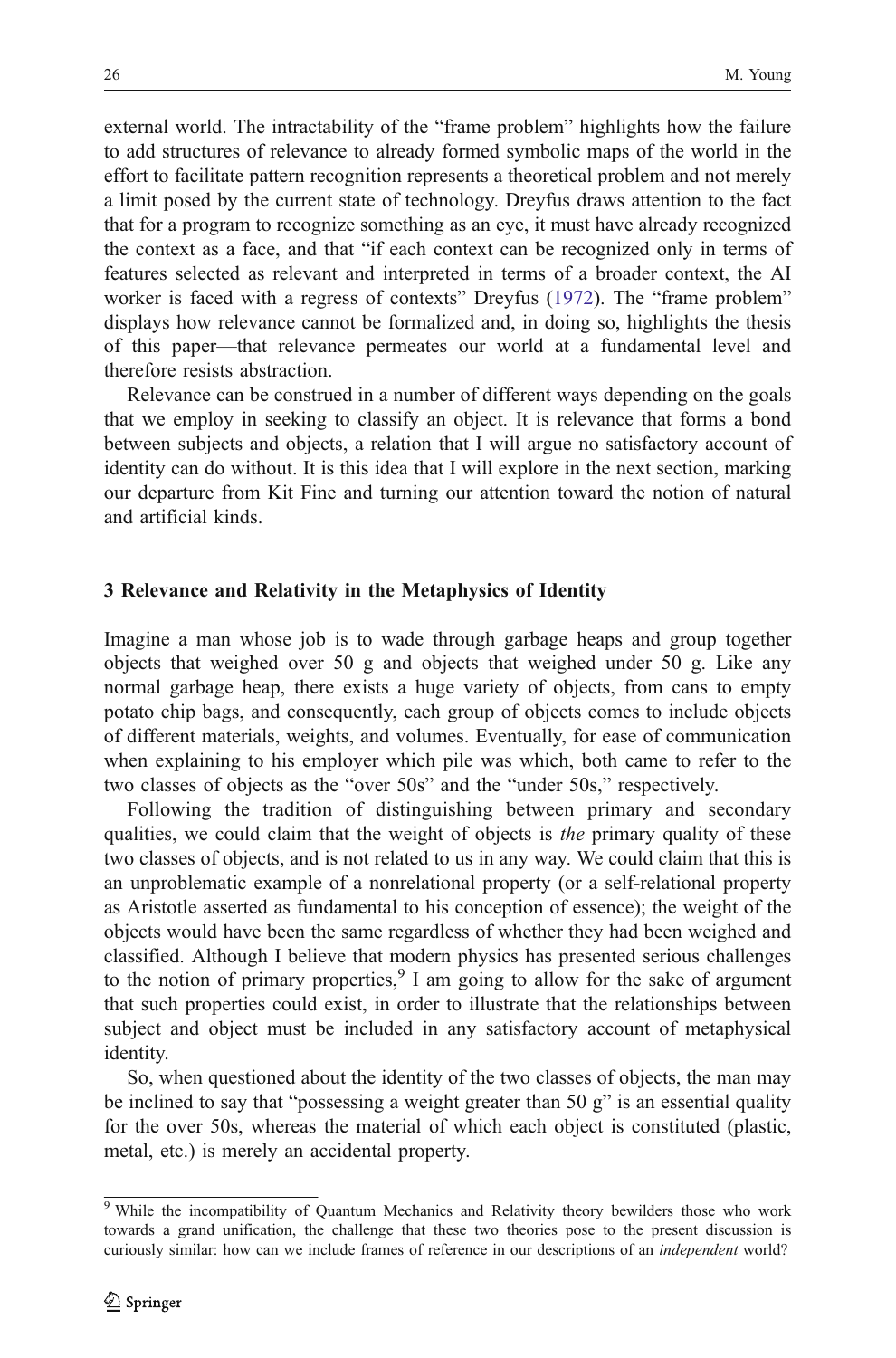external world. The intractability of the "frame problem" highlights how the failure to add structures of relevance to already formed symbolic maps of the world in the effort to facilitate pattern recognition represents a theoretical problem and not merely a limit posed by the current state of technology. Dreyfus draws attention to the fact that for a program to recognize something as an eye, it must have already recognized the context as a face, and that "if each context can be recognized only in terms of features selected as relevant and interpreted in terms of a broader context, the AI worker is faced with a regress of contexts" Dreyfus (1972). The "frame problem" displays how relevance cannot be formalized and, in doing so, highlights the thesis of this paper—that relevance permeates our world at a fundamental level and therefore resists abstraction.

Relevance can be construed in a number of different ways depending on the goals that we employ in seeking to classify an object. It is relevance that forms a bond between subjects and objects, a relation that I will argue no satisfactory account of identity can do without. It is this idea that I will explore in the next section, marking our departure from Kit Fine and turning our attention toward the notion of natural and artificial kinds.

## 3 Relevance and Relativity in the Metaphysics of Identity

Imagine a man whose job is to wade through garbage heaps and group together objects that weighed over 50 g and objects that weighed under 50 g. Like any normal garbage heap, there exists a huge variety of objects, from cans to empty potato chip bags, and consequently, each group of objects comes to include objects of different materials, weights, and volumes. Eventually, for ease of communication when explaining to his employer which pile was which, both came to refer to the two classes of objects as the "over 50s" and the "under 50s," respectively.

Following the tradition of distinguishing between primary and secondary qualities, we could claim that the weight of objects is *the* primary quality of these two classes of objects, and is not related to us in any way. We could claim that this is an unproblematic example of a nonrelational property (or a self-relational property as Aristotle asserted as fundamental to his conception of essence); the weight of the objects would have been the same regardless of whether they had been weighed and classified. Although I believe that modern physics has presented serious challenges to the notion of primary properties,[9] I am going to allow for the sake of argument that such properties could exist, in order to illustrate that the relationships between subject and object must be included in any satisfactory account of metaphysical identity.

So, when questioned about the identity of the two classes of objects, the man may be inclined to say that "possessing a weight greater than 50 g" is an essential quality for the over 50s, whereas the material of which each object is constituted (plastic, metal, etc.) is merely an accidental property.

[9] While the incompatibility of Quantum Mechanics and Relativity theory bewilders those who work towards a grand unification, the challenge that these two theories pose to the present discussion is curiously similar: how can we include frames of reference in our descriptions of an *independent* world?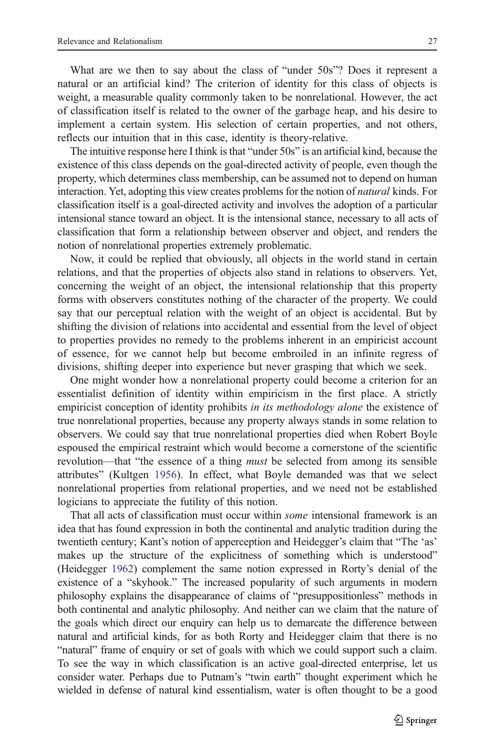What are we then to say about the class of "under 50s"? Does it represent a natural or an artificial kind? The criterion of identity for this class of objects is weight, a measurable quality commonly taken to be nonrelational. However, the act of classification itself is related to the owner of the garbage heap, and his desire to implement a certain system. His selection of certain properties, and not others, reflects our intuition that in this case, identity is theory-relative.

The intuitive response here I think is that "under 50s" is an artificial kind, because the existence of this class depends on the goal-directed activity of people, even though the property, which determines class membership, can be assumed not to depend on human interaction. Yet, adopting this view creates problems for the notion of *natural* kinds. For classification itself is a goal-directed activity and involves the adoption of a particular intensional stance toward an object. It is the intensional stance, necessary to all acts of classification that form a relationship between observer and object, and renders the notion of nonrelational properties extremely problematic.

Now, it could be replied that obviously, all objects in the world stand in certain relations, and that the properties of objects also stand in relations to observers. Yet, concerning the weight of an object, the intensional relationship that this property forms with observers constitutes nothing of the character of the property. We could say that our perceptual relation with the weight of an object is accidental. But by shifting the division of relations into accidental and essential from the level of object to properties provides no remedy to the problems inherent in an empiricist account of essence, for we cannot help but become embroiled in an infinite regress of divisions, shifting deeper into experience but never grasping that which we seek.

One might wonder how a nonrelational property could become a criterion for an essentialist definition of identity within empiricism in the first place. A strictly empiricist conception of identity prohibits *in its methodology alone* the existence of true nonrelational properties, because any property always stands in some relation to observers. We could say that true nonrelational properties died when Robert Boyle espoused the empirical restraint which would become a cornerstone of the scientific revolution—that "the essence of a thing *must* be selected from among its sensible attributes" (Kultgen 1956). In effect, what Boyle demanded was that we select nonrelational properties from relational properties, and we need not be established logicians to appreciate the futility of this notion.

That all acts of classification must occur within *some* intensional framework is an idea that has found expression in both the continental and analytic tradition during the twentieth century; Kant's notion of apperception and Heidegger's claim that "The 'as' makes up the structure of the explicitness of something which is understood" (Heidegger 1962) complement the same notion expressed in Rorty's denial of the existence of a "skyhook." The increased popularity of such arguments in modern philosophy explains the disappearance of claims of "presuppositionless" methods in both continental and analytic philosophy. And neither can we claim that the nature of the goals which direct our enquiry can help us to demarcate the difference between natural and artificial kinds, for as both Rorty and Heidegger claim that there is no "natural" frame of enquiry or set of goals with which we could support such a claim. To see the way in which classification is an active goal-directed enterprise, let us consider water. Perhaps due to Putnam's "twin earth" thought experiment which he wielded in defense of natural kind essentialism, water is often thought to be a good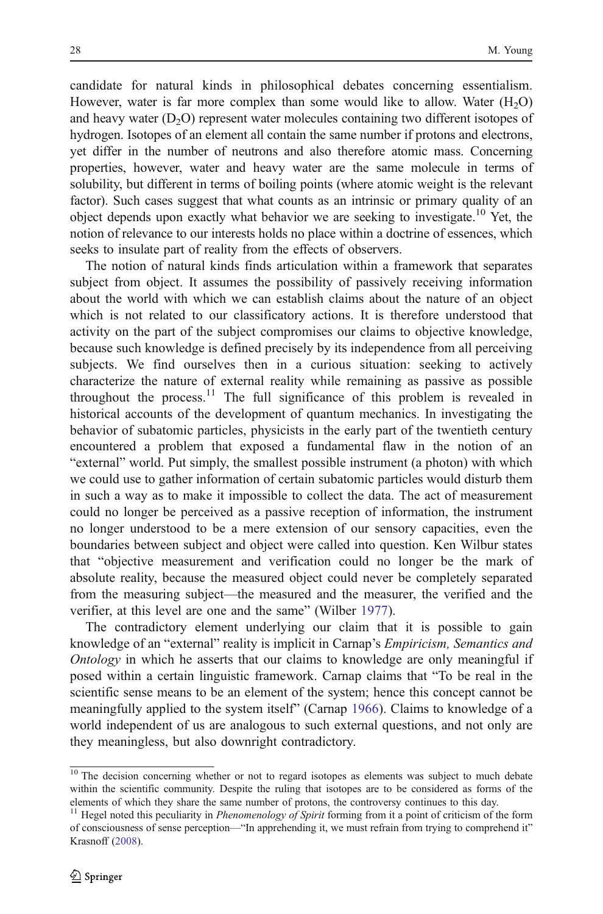candidate for natural kinds in philosophical debates concerning essentialism. However, water is far more complex than some would like to allow. Water ($H_2O$) and heavy water ($D_2O$) represent water molecules containing two different isotopes of hydrogen. Isotopes of an element all contain the same number if protons and electrons, yet differ in the number of neutrons and also therefore atomic mass. Concerning properties, however, water and heavy water are the same molecule in terms of solubility, but different in terms of boiling points (where atomic weight is the relevant factor). Such cases suggest that what counts as an intrinsic or primary quality of an object depends upon exactly what behavior we are seeking to investigate.[10] Yet, the notion of relevance to our interests holds no place within a doctrine of essences, which seeks to insulate part of reality from the effects of observers.

The notion of natural kinds finds articulation within a framework that separates subject from object. It assumes the possibility of passively receiving information about the world with which we can establish claims about the nature of an object which is not related to our classificatory actions. It is therefore understood that activity on the part of the subject compromises our claims to objective knowledge, because such knowledge is defined precisely by its independence from all perceiving subjects. We find ourselves then in a curious situation: seeking to actively characterize the nature of external reality while remaining as passive as possible throughout the process.[11] The full significance of this problem is revealed in historical accounts of the development of quantum mechanics. In investigating the behavior of subatomic particles, physicists in the early part of the twentieth century encountered a problem that exposed a fundamental flaw in the notion of an "external" world. Put simply, the smallest possible instrument (a photon) with which we could use to gather information of certain subatomic particles would disturb them in such a way as to make it impossible to collect the data. The act of measurement could no longer be perceived as a passive reception of information, the instrument no longer understood to be a mere extension of our sensory capacities, even the boundaries between subject and object were called into question. Ken Wilbur states that "objective measurement and verification could no longer be the mark of absolute reality, because the measured object could never be completely separated from the measuring subject—the measured and the measurer, the verified and the verifier, at this level are one and the same" (Wilber 1977).

The contradictory element underlying our claim that it is possible to gain knowledge of an "external" reality is implicit in Carnap's *Empiricism, Semantics and Ontology* in which he asserts that our claims to knowledge are only meaningful if posed within a certain linguistic framework. Carnap claims that "To be real in the scientific sense means to be an element of the system; hence this concept cannot be meaningfully applied to the system itself" (Carnap 1966). Claims to knowledge of a world independent of us are analogous to such external questions, and not only are they meaningless, but also downright contradictory.

---

[10] The decision concerning whether or not to regard isotopes as elements was subject to much debate within the scientific community. Despite the ruling that isotopes are to be considered as forms of the elements of which they share the same number of protons, the controversy continues to this day.

[11] Hegel noted this peculiarity in *Phenomenology of Spirit* forming from it a point of criticism of the form of consciousness of sense perception—"In apprehending it, we must refrain from trying to comprehend it" Krasnoff (2008).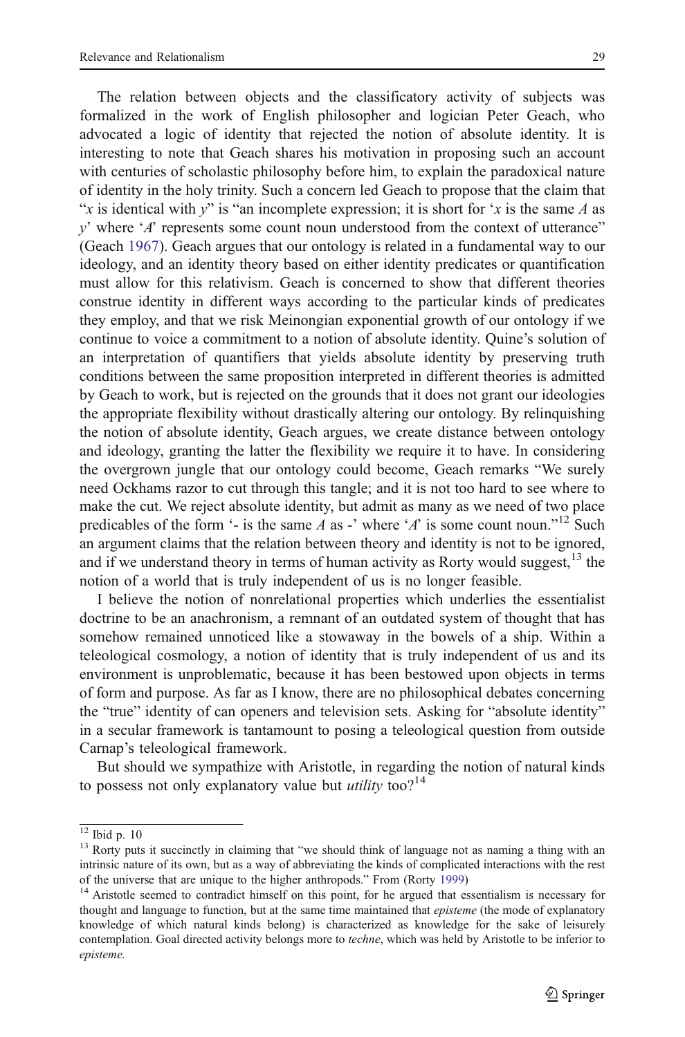The relation between objects and the classificatory activity of subjects was formalized in the work of English philosopher and logician Peter Geach, who advocated a logic of identity that rejected the notion of absolute identity. It is interesting to note that Geach shares his motivation in proposing such an account with centuries of scholastic philosophy before him, to explain the paradoxical nature of identity in the holy trinity. Such a concern led Geach to propose that the claim that "*x* is identical with *y*" is "an incomplete expression; it is short for '*x* is the same *A* as *y*' where '*A*' represents some count noun understood from the context of utterance" (Geach 1967). Geach argues that our ontology is related in a fundamental way to our ideology, and an identity theory based on either identity predicates or quantification must allow for this relativism. Geach is concerned to show that different theories construe identity in different ways according to the particular kinds of predicates they employ, and that we risk Meinongian exponential growth of our ontology if we continue to voice a commitment to a notion of absolute identity. Quine's solution of an interpretation of quantifiers that yields absolute identity by preserving truth conditions between the same proposition interpreted in different theories is admitted by Geach to work, but is rejected on the grounds that it does not grant our ideologies the appropriate flexibility without drastically altering our ontology. By relinquishing the notion of absolute identity, Geach argues, we create distance between ontology and ideology, granting the latter the flexibility we require it to have. In considering the overgrown jungle that our ontology could become, Geach remarks "We surely need Ockhams razor to cut through this tangle; and it is not too hard to see where to make the cut. We reject absolute identity, but admit as many as we need of two place predicables of the form '- is the same *A* as -' where '*A*' is some count noun."[12] Such an argument claims that the relation between theory and identity is not to be ignored, and if we understand theory in terms of human activity as Rorty would suggest,[13] the notion of a world that is truly independent of us is no longer feasible.

I believe the notion of nonrelational properties which underlies the essentialist doctrine to be an anachronism, a remnant of an outdated system of thought that has somehow remained unnoticed like a stowaway in the bowels of a ship. Within a teleological cosmology, a notion of identity that is truly independent of us and its environment is unproblematic, because it has been bestowed upon objects in terms of form and purpose. As far as I know, there are no philosophical debates concerning the "true" identity of can openers and television sets. Asking for "absolute identity" in a secular framework is tantamount to posing a teleological question from outside Carnap's teleological framework.

But should we sympathize with Aristotle, in regarding the notion of natural kinds to possess not only explanatory value but *utility* too?[14]

---

[12] Ibid p. 10

[13] Rorty puts it succinctly in claiming that "we should think of language not as naming a thing with an intrinsic nature of its own, but as a way of abbreviating the kinds of complicated interactions with the rest of the universe that are unique to the higher anthropods." From (Rorty 1999)

[14] Aristotle seemed to contradict himself on this point, for he argued that essentialism is necessary for thought and language to function, but at the same time maintained that *episteme* (the mode of explanatory knowledge of which natural kinds belong) is characterized as knowledge for the sake of leisurely contemplation. Goal directed activity belongs more to *techne*, which was held by Aristotle to be inferior to *episteme.*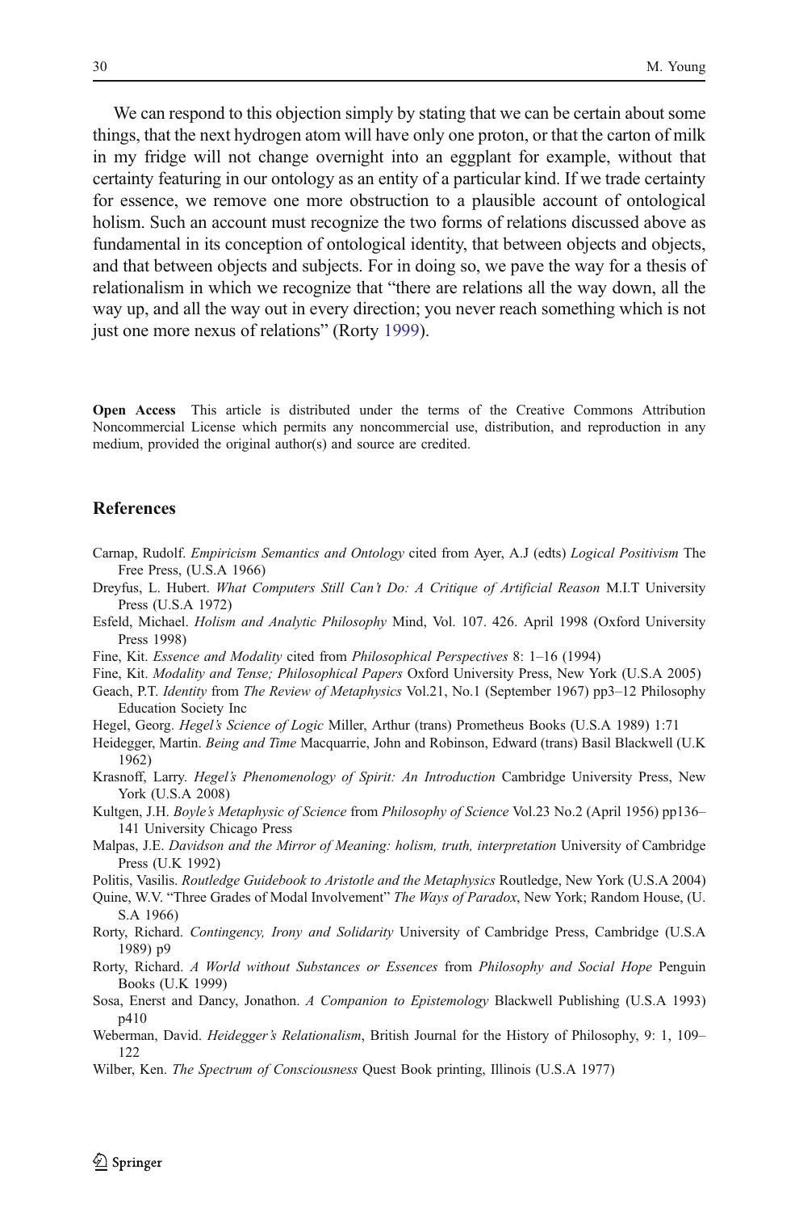We can respond to this objection simply by stating that we can be certain about some things, that the next hydrogen atom will have only one proton, or that the carton of milk in my fridge will not change overnight into an eggplant for example, without that certainty featuring in our ontology as an entity of a particular kind. If we trade certainty for essence, we remove one more obstruction to a plausible account of ontological holism. Such an account must recognize the two forms of relations discussed above as fundamental in its conception of ontological identity, that between objects and objects, and that between objects and subjects. For in doing so, we pave the way for a thesis of relationalism in which we recognize that "there are relations all the way down, all the way up, and all the way out in every direction; you never reach something which is not just one more nexus of relations" (Rorty 1999).

**Open Access** This article is distributed under the terms of the Creative Commons Attribution Noncommercial License which permits any noncommercial use, distribution, and reproduction in any medium, provided the original author(s) and source are credited.

## References

Carnap, Rudolf. *Empiricism Semantics and Ontology* cited from Ayer, A.J (edts) *Logical Positivism* The Free Press, (U.S.A 1966)

Dreyfus, L. Hubert. *What Computers Still Can't Do: A Critique of Artificial Reason* M.I.T University Press (U.S.A 1972)

Esfeld, Michael. *Holism and Analytic Philosophy* Mind, Vol. 107. 426. April 1998 (Oxford University Press 1998)

Fine, Kit. *Essence and Modality* cited from *Philosophical Perspectives* 8: 1–16 (1994)

Fine, Kit. *Modality and Tense; Philosophical Papers* Oxford University Press, New York (U.S.A 2005)

Geach, P.T. *Identity* from *The Review of Metaphysics* Vol.21, No.1 (September 1967) pp3–12 Philosophy Education Society Inc

Hegel, Georg. *Hegel's Science of Logic* Miller, Arthur (trans) Prometheus Books (U.S.A 1989) 1:71

Heidegger, Martin. *Being and Time* Macquarrie, John and Robinson, Edward (trans) Basil Blackwell (U.K 1962)

Krasnoff, Larry. *Hegel's Phenomenology of Spirit: An Introduction* Cambridge University Press, New York (U.S.A 2008)

Kultgen, J.H. *Boyle's Metaphysic of Science* from *Philosophy of Science* Vol.23 No.2 (April 1956) pp136–141 University Chicago Press

Malpas, J.E. *Davidson and the Mirror of Meaning: holism, truth, interpretation* University of Cambridge Press (U.K 1992)

Politis, Vasilis. *Routledge Guidebook to Aristotle and the Metaphysics* Routledge, New York (U.S.A 2004)

Quine, W.V. "Three Grades of Modal Involvement" *The Ways of Paradox*, New York; Random House, (U.S.A 1966)

Rorty, Richard. *Contingency, Irony and Solidarity* University of Cambridge Press, Cambridge (U.S.A 1989) p9

Rorty, Richard. *A World without Substances or Essences* from *Philosophy and Social Hope* Penguin Books (U.K 1999)

Sosa, Enerst and Dancy, Jonathon. *A Companion to Epistemology* Blackwell Publishing (U.S.A 1993) p410

Weberman, David. *Heidegger's Relationalism*, British Journal for the History of Philosophy, 9: 1, 109–122

Wilber, Ken. *The Spectrum of Consciousness* Quest Book printing, Illinois (U.S.A 1977)